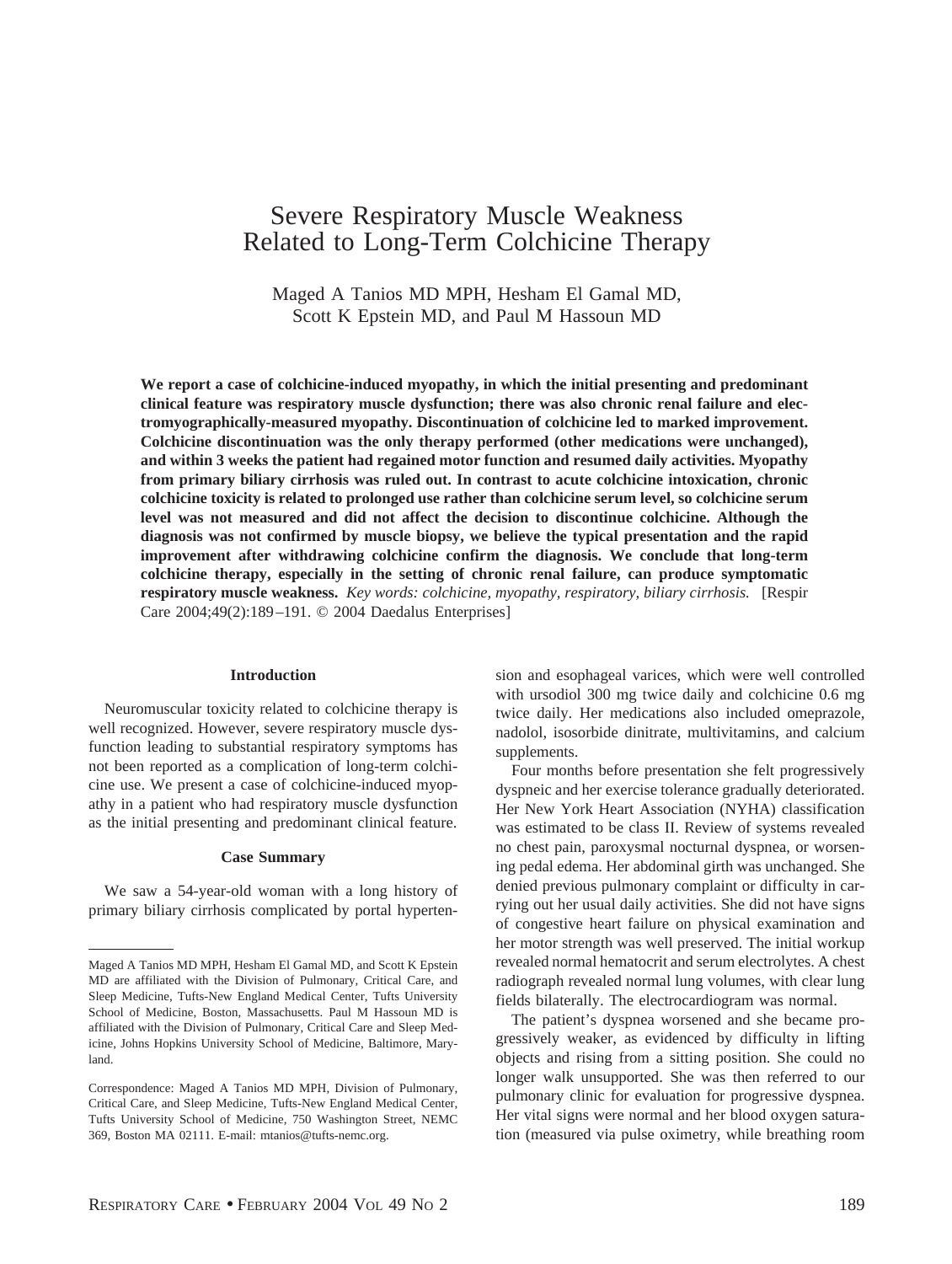# Severe Respiratory Muscle Weakness Related to Long-Term Colchicine Therapy

Maged A Tanios MD MPH, Hesham El Gamal MD, Scott K Epstein MD, and Paul M Hassoun MD

**We report a case of colchicine-induced myopathy, in which the initial presenting and predominant clinical feature was respiratory muscle dysfunction; there was also chronic renal failure and electromyographically-measured myopathy. Discontinuation of colchicine led to marked improvement. Colchicine discontinuation was the only therapy performed (other medications were unchanged), and within 3 weeks the patient had regained motor function and resumed daily activities. Myopathy from primary biliary cirrhosis was ruled out. In contrast to acute colchicine intoxication, chronic colchicine toxicity is related to prolonged use rather than colchicine serum level, so colchicine serum level was not measured and did not affect the decision to discontinue colchicine. Although the diagnosis was not confirmed by muscle biopsy, we believe the typical presentation and the rapid improvement after withdrawing colchicine confirm the diagnosis. We conclude that long-term colchicine therapy, especially in the setting of chronic renal failure, can produce symptomatic respiratory muscle weakness.** *Key words: colchicine, myopathy, respiratory, biliary cirrhosis.* [Respir Care 2004;49(2):189–191. © 2004 Daedalus Enterprises]

## Introduction

Neuromuscular toxicity related to colchicine therapy is well recognized. However, severe respiratory muscle dysfunction leading to substantial respiratory symptoms has not been reported as a complication of long-term colchicine use. We present a case of colchicine-induced myopathy in a patient who had respiratory muscle dysfunction as the initial presenting and predominant clinical feature.

## Case Summary

We saw a 54-year-old woman with a long history of primary biliary cirrhosis complicated by portal hypertension and esophageal varices, which were well controlled with ursodiol 300 mg twice daily and colchicine 0.6 mg twice daily. Her medications also included omeprazole, nadolol, isosorbide dinitrate, multivitamins, and calcium supplements.

Four months before presentation she felt progressively dyspneic and her exercise tolerance gradually deteriorated. Her New York Heart Association (NYHA) classification was estimated to be class II. Review of systems revealed no chest pain, paroxysmal nocturnal dyspnea, or worsening pedal edema. Her abdominal girth was unchanged. She denied previous pulmonary complaint or difficulty in carrying out her usual daily activities. She did not have signs of congestive heart failure on physical examination and her motor strength was well preserved. The initial workup revealed normal hematocrit and serum electrolytes. A chest radiograph revealed normal lung volumes, with clear lung fields bilaterally. The electrocardiogram was normal.

The patient's dyspnea worsened and she became progressively weaker, as evidenced by difficulty in lifting objects and rising from a sitting position. She could no longer walk unsupported. She was then referred to our pulmonary clinic for evaluation for progressive dyspnea. Her vital signs were normal and her blood oxygen saturation (measured via pulse oximetry, while breathing room

---

Maged A Tanios MD MPH, Hesham El Gamal MD, and Scott K Epstein MD are affiliated with the Division of Pulmonary, Critical Care, and Sleep Medicine, Tufts-New England Medical Center, Tufts University School of Medicine, Boston, Massachusetts. Paul M Hassoun MD is affiliated with the Division of Pulmonary, Critical Care and Sleep Medicine, Johns Hopkins University School of Medicine, Baltimore, Maryland.

Correspondence: Maged A Tanios MD MPH, Division of Pulmonary, Critical Care, and Sleep Medicine, Tufts-New England Medical Center, Tufts University School of Medicine, 750 Washington Street, NEMC 369, Boston MA 02111. E-mail: mtanios@tufts-nemc.org.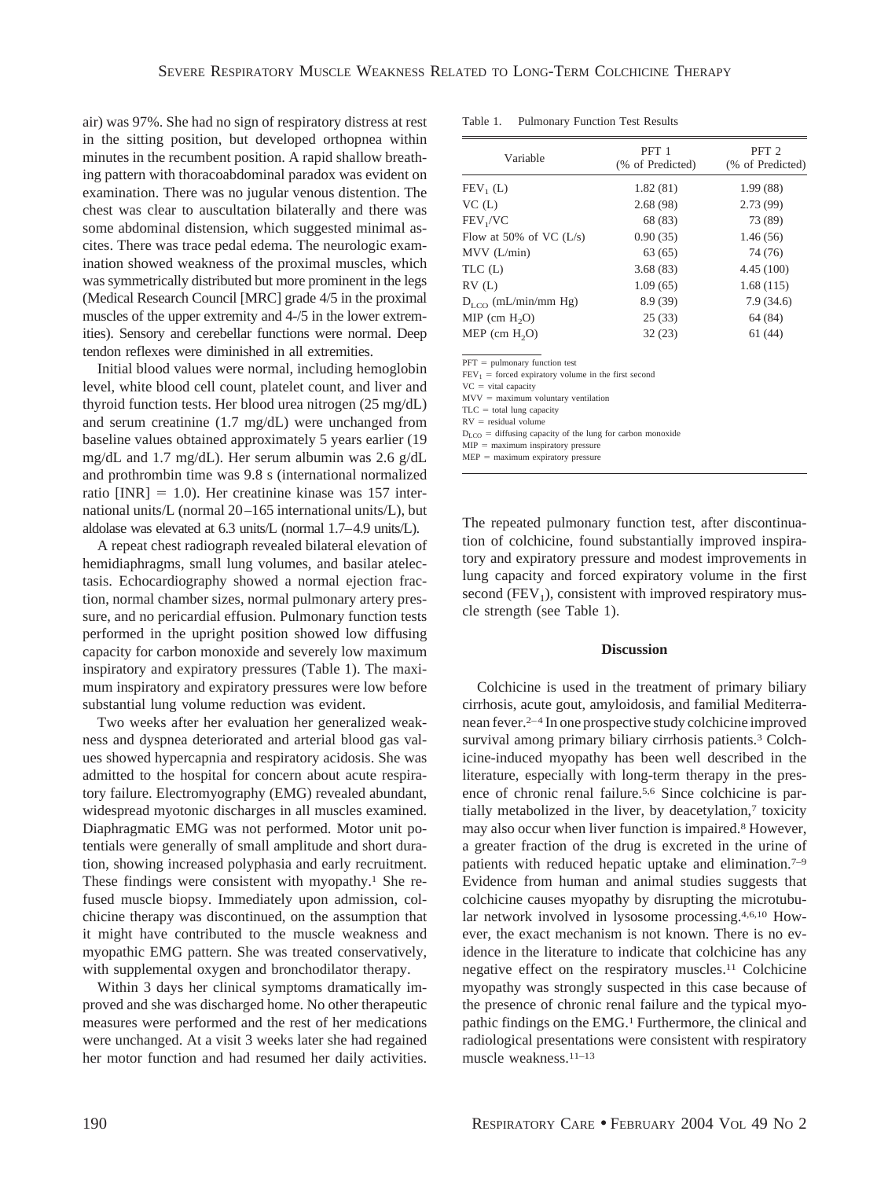air) was 97%. She had no sign of respiratory distress at rest in the sitting position, but developed orthopnea within minutes in the recumbent position. A rapid shallow breathing pattern with thoracoabdominal paradox was evident on examination. There was no jugular venous distention. The chest was clear to auscultation bilaterally and there was some abdominal distension, which suggested minimal ascites. There was trace pedal edema. The neurologic examination showed weakness of the proximal muscles, which was symmetrically distributed but more prominent in the legs (Medical Research Council [MRC] grade 4/5 in the proximal muscles of the upper extremity and 4-/5 in the lower extremities). Sensory and cerebellar functions were normal. Deep tendon reflexes were diminished in all extremities.

Initial blood values were normal, including hemoglobin level, white blood cell count, platelet count, and liver and thyroid function tests. Her blood urea nitrogen (25 mg/dL) and serum creatinine (1.7 mg/dL) were unchanged from baseline values obtained approximately 5 years earlier (19 mg/dL and 1.7 mg/dL). Her serum albumin was 2.6 g/dL and prothrombin time was 9.8 s (international normalized ratio [INR] = 1.0). Her creatinine kinase was 157 international units/L (normal 20–165 international units/L), but aldolase was elevated at 6.3 units/L (normal 1.7–4.9 units/L).

A repeat chest radiograph revealed bilateral elevation of hemidiaphragms, small lung volumes, and basilar atelectasis. Echocardiography showed a normal ejection fraction, normal chamber sizes, normal pulmonary artery pressure, and no pericardial effusion. Pulmonary function tests performed in the upright position showed low diffusing capacity for carbon monoxide and severely low maximum inspiratory and expiratory pressures (Table 1). The maximum inspiratory and expiratory pressures were low before substantial lung volume reduction was evident.

Two weeks after her evaluation her generalized weakness and dyspnea deteriorated and arterial blood gas values showed hypercapnia and respiratory acidosis. She was admitted to the hospital for concern about acute respiratory failure. Electromyography (EMG) revealed abundant, widespread myotonic discharges in all muscles examined. Diaphragmatic EMG was not performed. Motor unit potentials were generally of small amplitude and short duration, showing increased polyphasia and early recruitment. These findings were consistent with myopathy.[1] She refused muscle biopsy. Immediately upon admission, colchicine therapy was discontinued, on the assumption that it might have contributed to the muscle weakness and myopathic EMG pattern. She was treated conservatively, with supplemental oxygen and bronchodilator therapy.

Within 3 days her clinical symptoms dramatically improved and she was discharged home. No other therapeutic measures were performed and the rest of her medications were unchanged. At a visit 3 weeks later she had regained her motor function and had resumed her daily activities.

Table 1. Pulmonary Function Test Results

| Variable | PFT 1 (% of Predicted) | PFT 2 (% of Predicted) |
|---|---|---|
| $FEV_1$ (L) | 1.82 (81) | 1.99 (88) |
| VC (L) | 2.68 (98) | 2.73 (99) |
| $FEV_1$/VC | 68 (83) | 73 (89) |
| Flow at 50% of VC (L/s) | 0.90 (35) | 1.46 (56) |
| MVV (L/min) | 63 (65) | 74 (76) |
| TLC (L) | 3.68 (83) | 4.45 (100) |
| RV (L) | 1.09 (65) | 1.68 (115) |
| $D_{LCO}$ (mL/min/mm Hg) | 8.9 (39) | 7.9 (34.6) |
| MIP (cm $H_2O$) | 25 (33) | 64 (84) |
| MEP (cm $H_2O$) | 32 (23) | 61 (44) |

PFT = pulmonary function test
$FEV_1$ = forced expiratory volume in the first second
VC = vital capacity
MVV = maximum voluntary ventilation
TLC = total lung capacity
RV = residual volume
$D_{LCO}$ = diffusing capacity of the lung for carbon monoxide
MIP = maximum inspiratory pressure
MEP = maximum expiratory pressure

The repeated pulmonary function test, after discontinuation of colchicine, found substantially improved inspiratory and expiratory pressure and modest improvements in lung capacity and forced expiratory volume in the first second ($FEV_1$), consistent with improved respiratory muscle strength (see Table 1).

## Discussion

Colchicine is used in the treatment of primary biliary cirrhosis, acute gout, amyloidosis, and familial Mediterranean fever.[2–4] In one prospective study colchicine improved survival among primary biliary cirrhosis patients.[3] Colchicine-induced myopathy has been well described in the literature, especially with long-term therapy in the presence of chronic renal failure.[5,6] Since colchicine is partially metabolized in the liver, by deacetylation,[7] toxicity may also occur when liver function is impaired.[8] However, a greater fraction of the drug is excreted in the urine of patients with reduced hepatic uptake and elimination.[7–9] Evidence from human and animal studies suggests that colchicine causes myopathy by disrupting the microtubular network involved in lysosome processing.[4,6,10] However, the exact mechanism is not known. There is no evidence in the literature to indicate that colchicine has any negative effect on the respiratory muscles.[11] Colchicine myopathy was strongly suspected in this case because of the presence of chronic renal failure and the typical myopathic findings on the EMG.[1] Furthermore, the clinical and radiological presentations were consistent with respiratory muscle weakness.[11–13]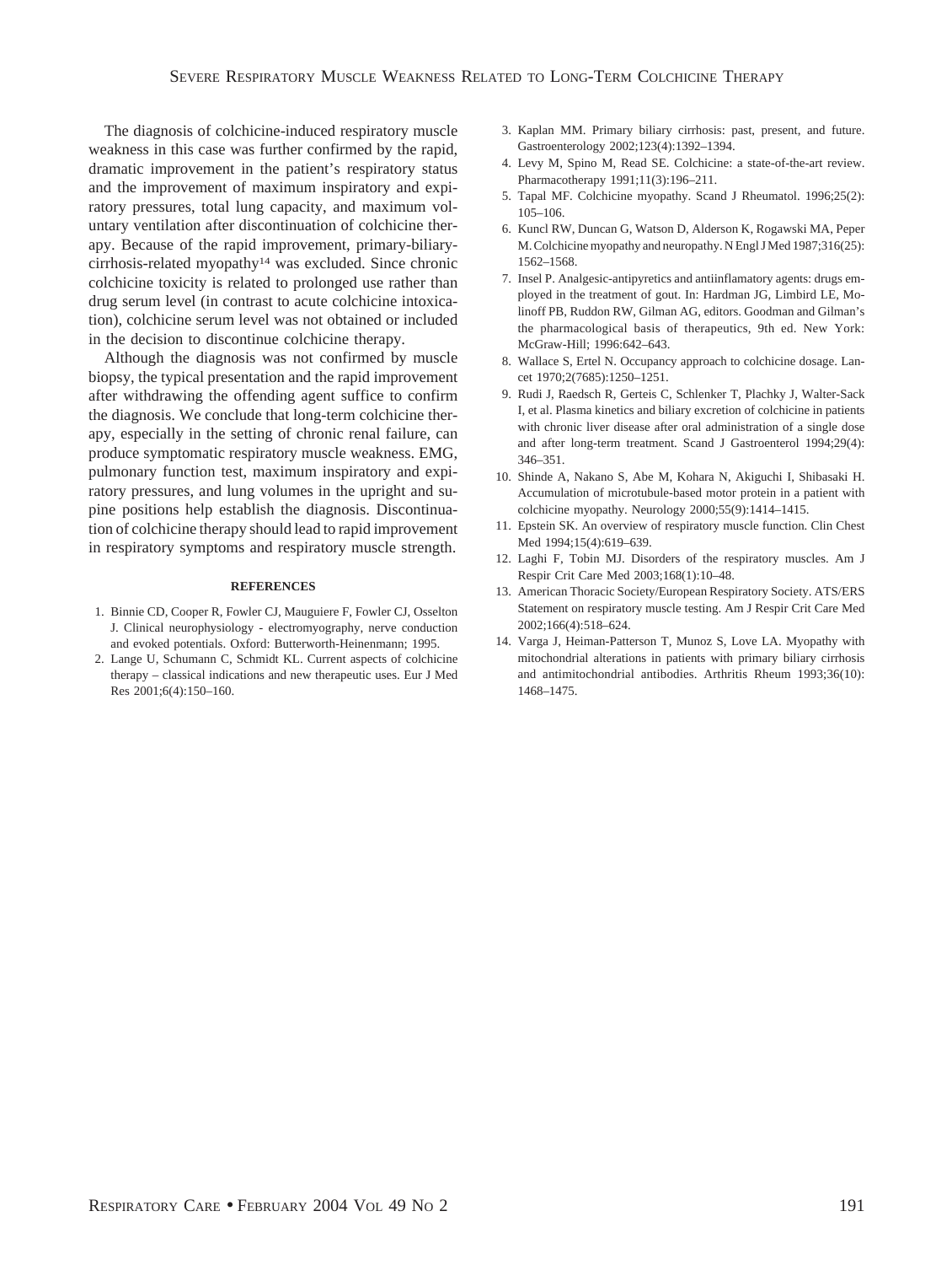The diagnosis of colchicine-induced respiratory muscle weakness in this case was further confirmed by the rapid, dramatic improvement in the patient's respiratory status and the improvement of maximum inspiratory and expiratory pressures, total lung capacity, and maximum voluntary ventilation after discontinuation of colchicine therapy. Because of the rapid improvement, primary-biliary-cirrhosis-related myopathy[14] was excluded. Since chronic colchicine toxicity is related to prolonged use rather than drug serum level (in contrast to acute colchicine intoxication), colchicine serum level was not obtained or included in the decision to discontinue colchicine therapy.

Although the diagnosis was not confirmed by muscle biopsy, the typical presentation and the rapid improvement after withdrawing the offending agent suffice to confirm the diagnosis. We conclude that long-term colchicine therapy, especially in the setting of chronic renal failure, can produce symptomatic respiratory muscle weakness. EMG, pulmonary function test, maximum inspiratory and expiratory pressures, and lung volumes in the upright and supine positions help establish the diagnosis. Discontinuation of colchicine therapy should lead to rapid improvement in respiratory symptoms and respiratory muscle strength.

## REFERENCES

1. Binnie CD, Cooper R, Fowler CJ, Mauguiere F, Fowler CJ, Osselton J. Clinical neurophysiology - electromyography, nerve conduction and evoked potentials. Oxford: Butterworth-Heinenmann; 1995.
2. Lange U, Schumann C, Schmidt KL. Current aspects of colchicine therapy – classical indications and new therapeutic uses. Eur J Med Res 2001;6(4):150–160.
3. Kaplan MM. Primary biliary cirrhosis: past, present, and future. Gastroenterology 2002;123(4):1392–1394.
4. Levy M, Spino M, Read SE. Colchicine: a state-of-the-art review. Pharmacotherapy 1991;11(3):196–211.
5. Tapal MF. Colchicine myopathy. Scand J Rheumatol. 1996;25(2): 105–106.
6. Kuncl RW, Duncan G, Watson D, Alderson K, Rogawski MA, Peper M. Colchicine myopathy and neuropathy. N Engl J Med 1987;316(25): 1562–1568.
7. Insel P. Analgesic-antipyretics and antiinflamatory agents: drugs employed in the treatment of gout. In: Hardman JG, Limbird LE, Molinoff PB, Ruddon RW, Gilman AG, editors. Goodman and Gilman's the pharmacological basis of therapeutics, 9th ed. New York: McGraw-Hill; 1996:642–643.
8. Wallace S, Ertel N. Occupancy approach to colchicine dosage. Lancet 1970;2(7685):1250–1251.
9. Rudi J, Raedsch R, Gerteis C, Schlenker T, Plachky J, Walter-Sack I, et al. Plasma kinetics and biliary excretion of colchicine in patients with chronic liver disease after oral administration of a single dose and after long-term treatment. Scand J Gastroenterol 1994;29(4): 346–351.
10. Shinde A, Nakano S, Abe M, Kohara N, Akiguchi I, Shibasaki H. Accumulation of microtubule-based motor protein in a patient with colchicine myopathy. Neurology 2000;55(9):1414–1415.
11. Epstein SK. An overview of respiratory muscle function. Clin Chest Med 1994;15(4):619–639.
12. Laghi F, Tobin MJ. Disorders of the respiratory muscles. Am J Respir Crit Care Med 2003;168(1):10–48.
13. American Thoracic Society/European Respiratory Society. ATS/ERS Statement on respiratory muscle testing. Am J Respir Crit Care Med 2002;166(4):518–624.
14. Varga J, Heiman-Patterson T, Munoz S, Love LA. Myopathy with mitochondrial alterations in patients with primary biliary cirrhosis and antimitochondrial antibodies. Arthritis Rheum 1993;36(10): 1468–1475.